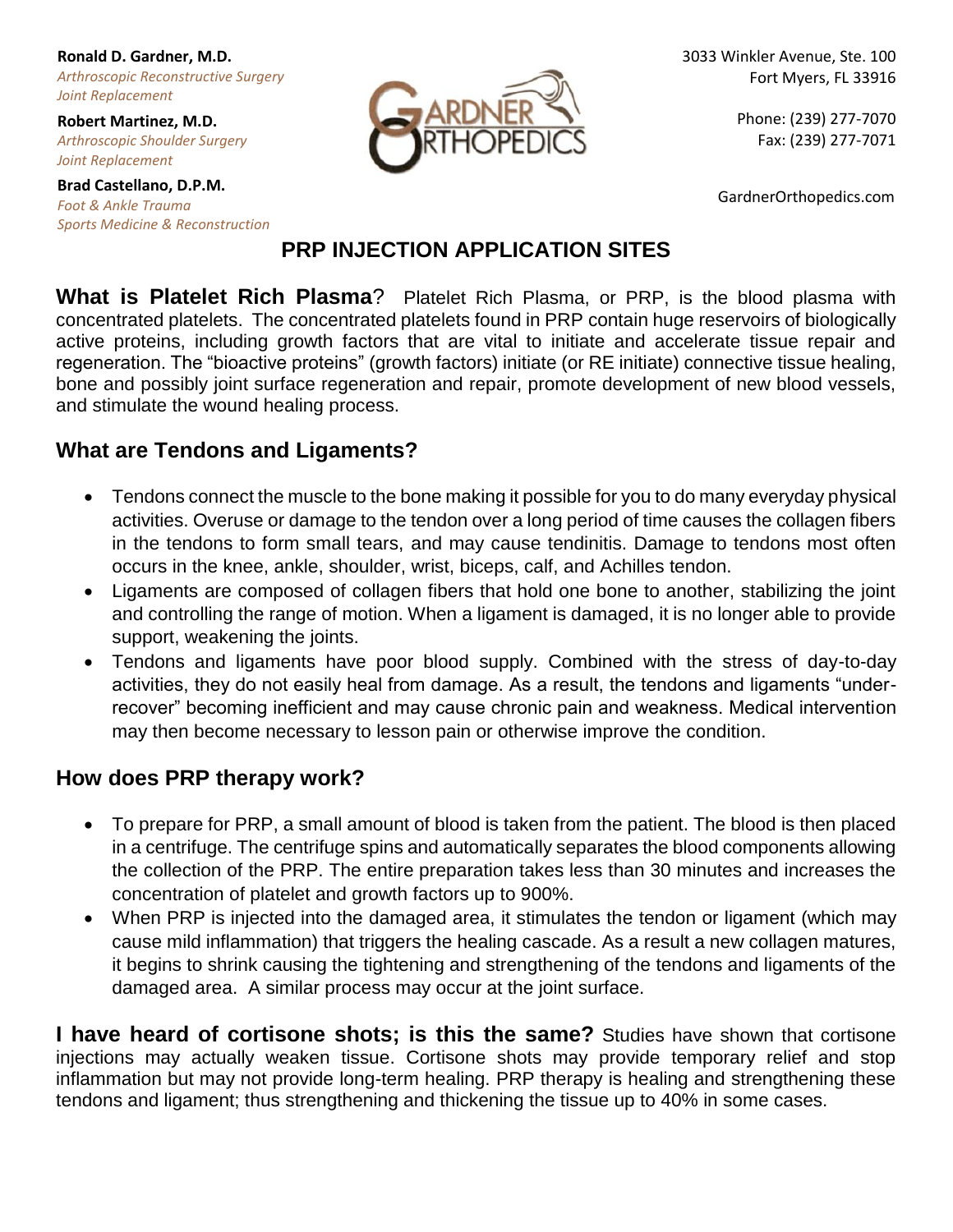**Ronald D. Gardner, M.D.**
*Arthroscopic Reconstructive Surgery*
*Joint Replacement*

**Robert Martinez, M.D.**
*Arthroscopic Shoulder Surgery*
*Joint Replacement*

**Brad Castellano, D.P.M.**
*Foot & Ankle Trauma*
*Sports Medicine & Reconstruction*

GARDNER ORTHOPEDICS

3033 Winkler Avenue, Ste. 100
Fort Myers, FL 33916

Phone: (239) 277-7070
Fax: (239) 277-7071

GardnerOrthopedics.com

# PRP INJECTION APPLICATION SITES

**What is Platelet Rich Plasma**? Platelet Rich Plasma, or PRP, is the blood plasma with concentrated platelets. The concentrated platelets found in PRP contain huge reservoirs of biologically active proteins, including growth factors that are vital to initiate and accelerate tissue repair and regeneration. The "bioactive proteins" (growth factors) initiate (or RE initiate) connective tissue healing, bone and possibly joint surface regeneration and repair, promote development of new blood vessels, and stimulate the wound healing process.

## What are Tendons and Ligaments?

- Tendons connect the muscle to the bone making it possible for you to do many everyday physical activities. Overuse or damage to the tendon over a long period of time causes the collagen fibers in the tendons to form small tears, and may cause tendinitis. Damage to tendons most often occurs in the knee, ankle, shoulder, wrist, biceps, calf, and Achilles tendon.
- Ligaments are composed of collagen fibers that hold one bone to another, stabilizing the joint and controlling the range of motion. When a ligament is damaged, it is no longer able to provide support, weakening the joints.
- Tendons and ligaments have poor blood supply. Combined with the stress of day-to-day activities, they do not easily heal from damage. As a result, the tendons and ligaments "under-recover" becoming inefficient and may cause chronic pain and weakness. Medical intervention may then become necessary to lesson pain or otherwise improve the condition.

## How does PRP therapy work?

- To prepare for PRP, a small amount of blood is taken from the patient. The blood is then placed in a centrifuge. The centrifuge spins and automatically separates the blood components allowing the collection of the PRP. The entire preparation takes less than 30 minutes and increases the concentration of platelet and growth factors up to 900%.
- When PRP is injected into the damaged area, it stimulates the tendon or ligament (which may cause mild inflammation) that triggers the healing cascade. As a result a new collagen matures, it begins to shrink causing the tightening and strengthening of the tendons and ligaments of the damaged area. A similar process may occur at the joint surface.

**I have heard of cortisone shots; is this the same?** Studies have shown that cortisone injections may actually weaken tissue. Cortisone shots may provide temporary relief and stop inflammation but may not provide long-term healing. PRP therapy is healing and strengthening these tendons and ligament; thus strengthening and thickening the tissue up to 40% in some cases.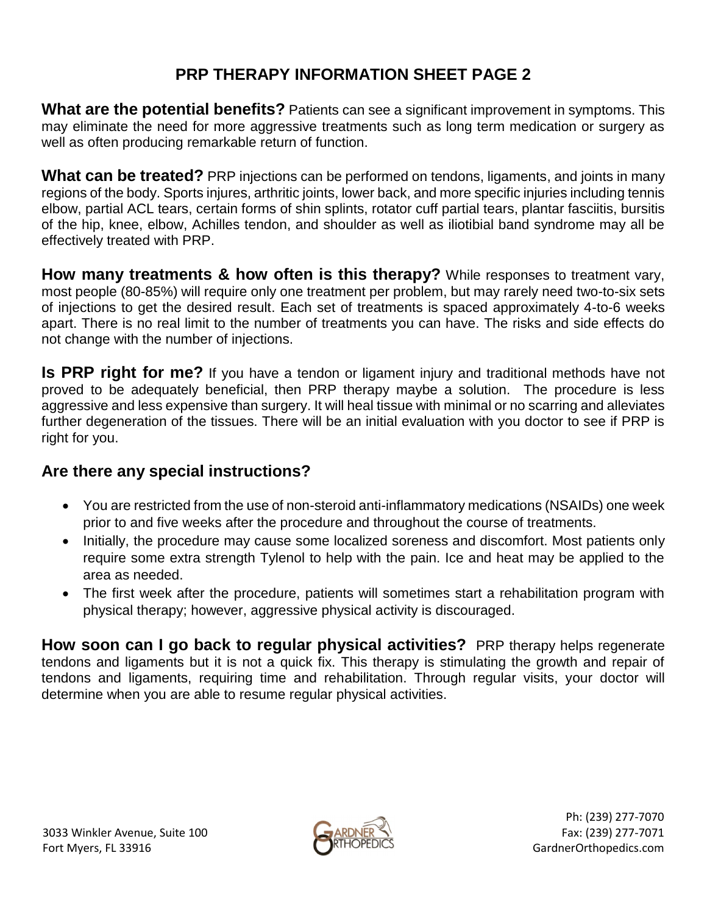# PRP THERAPY INFORMATION SHEET PAGE 2

**What are the potential benefits?** Patients can see a significant improvement in symptoms. This may eliminate the need for more aggressive treatments such as long term medication or surgery as well as often producing remarkable return of function.

**What can be treated?** PRP injections can be performed on tendons, ligaments, and joints in many regions of the body. Sports injures, arthritic joints, lower back, and more specific injuries including tennis elbow, partial ACL tears, certain forms of shin splints, rotator cuff partial tears, plantar fasciitis, bursitis of the hip, knee, elbow, Achilles tendon, and shoulder as well as iliotibial band syndrome may all be effectively treated with PRP.

**How many treatments & how often is this therapy?** While responses to treatment vary, most people (80-85%) will require only one treatment per problem, but may rarely need two-to-six sets of injections to get the desired result. Each set of treatments is spaced approximately 4-to-6 weeks apart. There is no real limit to the number of treatments you can have. The risks and side effects do not change with the number of injections.

**Is PRP right for me?** If you have a tendon or ligament injury and traditional methods have not proved to be adequately beneficial, then PRP therapy maybe a solution. The procedure is less aggressive and less expensive than surgery. It will heal tissue with minimal or no scarring and alleviates further degeneration of the tissues. There will be an initial evaluation with you doctor to see if PRP is right for you.

## Are there any special instructions?

- You are restricted from the use of non-steroid anti-inflammatory medications (NSAIDs) one week prior to and five weeks after the procedure and throughout the course of treatments.
- Initially, the procedure may cause some localized soreness and discomfort. Most patients only require some extra strength Tylenol to help with the pain. Ice and heat may be applied to the area as needed.
- The first week after the procedure, patients will sometimes start a rehabilitation program with physical therapy; however, aggressive physical activity is discouraged.

**How soon can I go back to regular physical activities?** PRP therapy helps regenerate tendons and ligaments but it is not a quick fix. This therapy is stimulating the growth and repair of tendons and ligaments, requiring time and rehabilitation. Through regular visits, your doctor will determine when you are able to resume regular physical activities.

3033 Winkler Avenue, Suite 100
Fort Myers, FL 33916

GARDNER ORTHOPEDICS

Ph: (239) 277-7070
Fax: (239) 277-7071
GardnerOrthopedics.com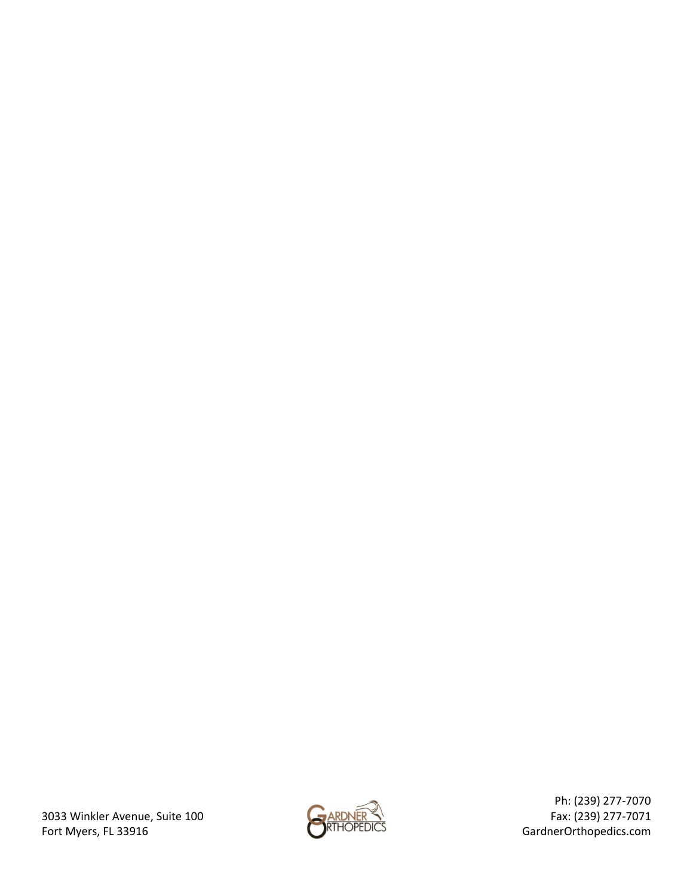3033 Winkler Avenue, Suite 100
Fort Myers, FL 33916

GARDNER ORTHOPEDICS

Ph: (239) 277-7070
Fax: (239) 277-7071
GardnerOrthopedics.com